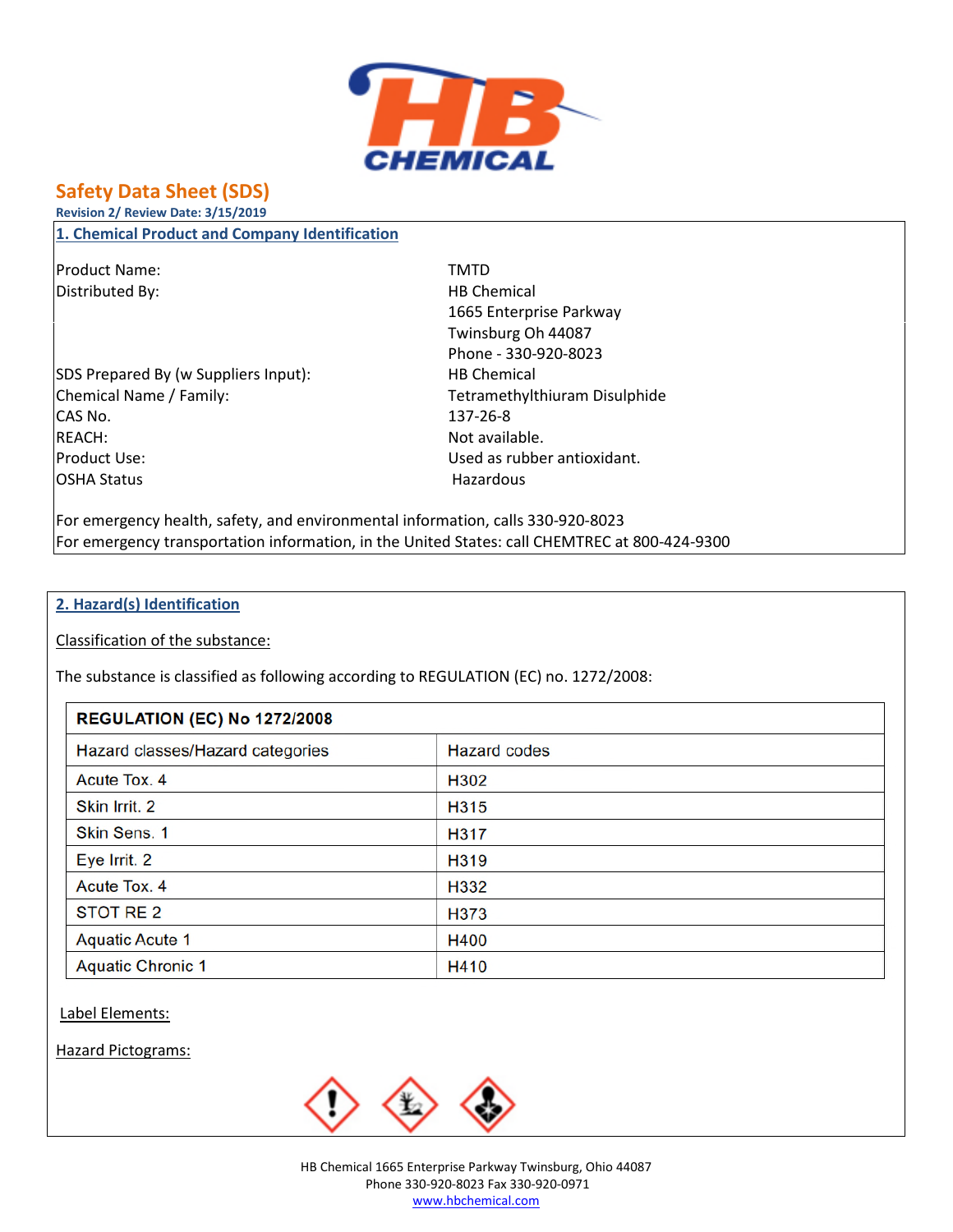# Safety Data Sheet (SDS)

**Revision 2/ Review Date: 3/15/2019**

## 1. Chemical Product and Company Identification

| | |
|---|---|
| Product Name: | TMTD |
| Distributed By: | HB Chemical<br>1665 Enterprise Parkway<br>Twinsburg Oh 44087<br>Phone - 330-920-8023 |
| SDS Prepared By (w Suppliers Input): | HB Chemical |
| Chemical Name / Family: | Tetramethylthiuram Disulphide |
| CAS No. | 137-26-8 |
| REACH: | Not available. |
| Product Use: | Used as rubber antioxidant. |
| OSHA Status | Hazardous |

For emergency health, safety, and environmental information, calls 330-920-8023

For emergency transportation information, in the United States: call CHEMTREC at 800-424-9300

## 2. Hazard(s) Identification

Classification of the substance:

The substance is classified as following according to REGULATION (EC) no. 1272/2008:

| REGULATION (EC) No 1272/2008 | |
|---|---|
| Hazard classes/Hazard categories | Hazard codes |
| Acute Tox. 4 | H302 |
| Skin Irrit. 2 | H315 |
| Skin Sens. 1 | H317 |
| Eye Irrit. 2 | H319 |
| Acute Tox. 4 | H332 |
| STOT RE 2 | H373 |
| Aquatic Acute 1 | H400 |
| Aquatic Chronic 1 | H410 |

Label Elements:

Hazard Pictograms: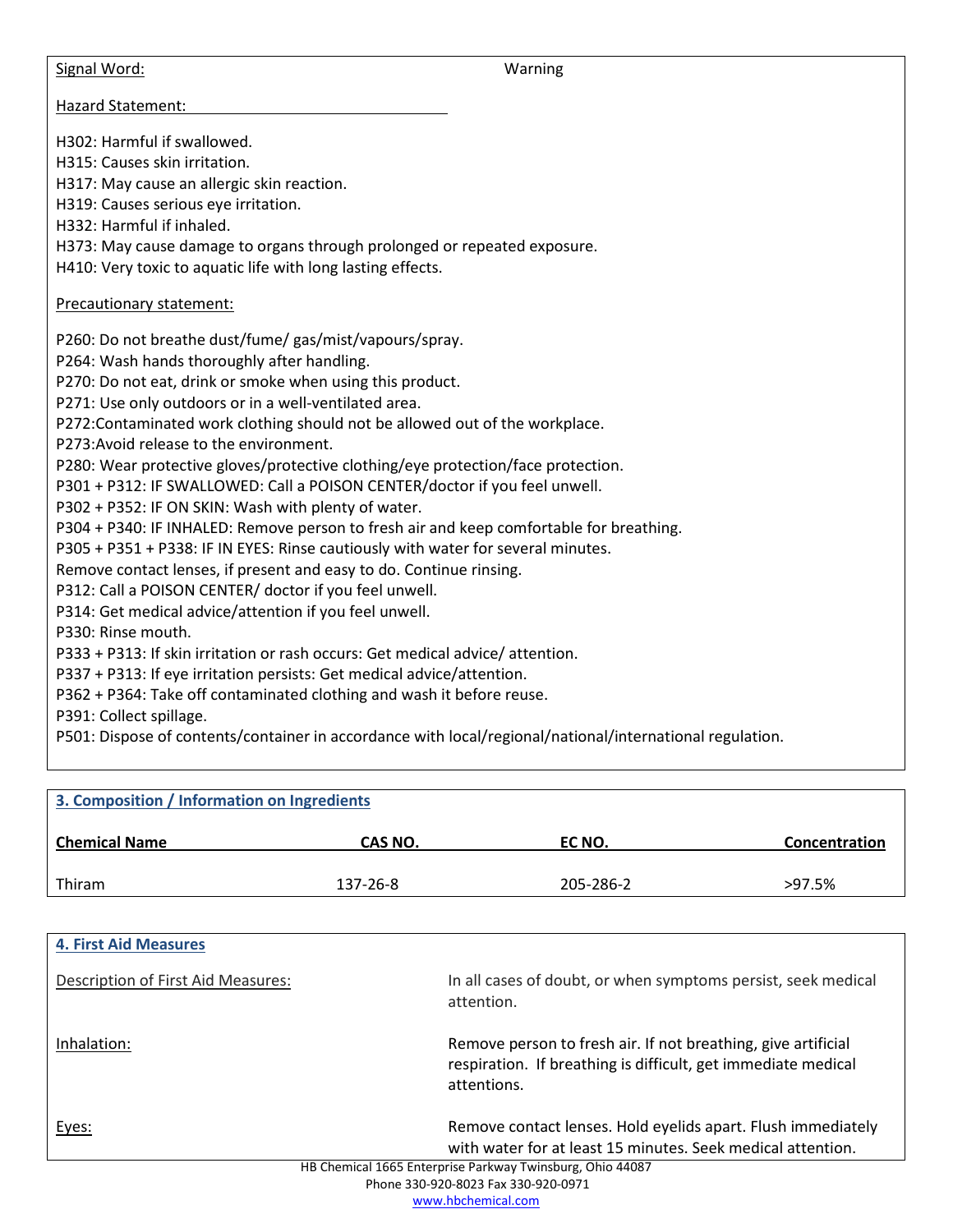Signal Word: Warning

Hazard Statement:

H302: Harmful if swallowed.
H315: Causes skin irritation.
H317: May cause an allergic skin reaction.
H319: Causes serious eye irritation.
H332: Harmful if inhaled.
H373: May cause damage to organs through prolonged or repeated exposure.
H410: Very toxic to aquatic life with long lasting effects.

Precautionary statement:

P260: Do not breathe dust/fume/ gas/mist/vapours/spray.
P264: Wash hands thoroughly after handling.
P270: Do not eat, drink or smoke when using this product.
P271: Use only outdoors or in a well-ventilated area.
P272:Contaminated work clothing should not be allowed out of the workplace.
P273:Avoid release to the environment.
P280: Wear protective gloves/protective clothing/eye protection/face protection.
P301 + P312: IF SWALLOWED: Call a POISON CENTER/doctor if you feel unwell.
P302 + P352: IF ON SKIN: Wash with plenty of water.
P304 + P340: IF INHALED: Remove person to fresh air and keep comfortable for breathing.
P305 + P351 + P338: IF IN EYES: Rinse cautiously with water for several minutes.
Remove contact lenses, if present and easy to do. Continue rinsing.
P312: Call a POISON CENTER/ doctor if you feel unwell.
P314: Get medical advice/attention if you feel unwell.
P330: Rinse mouth.
P333 + P313: If skin irritation or rash occurs: Get medical advice/ attention.
P337 + P313: If eye irritation persists: Get medical advice/attention.
P362 + P364: Take off contaminated clothing and wash it before reuse.
P391: Collect spillage.
P501: Dispose of contents/container in accordance with local/regional/national/international regulation.

## 3. Composition / Information on Ingredients

| Chemical Name | CAS NO. | EC NO. | Concentration |
|---|---|---|---|
| Thiram | 137-26-8 | 205-286-2 | >97.5% |

## 4. First Aid Measures

Description of First Aid Measures: In all cases of doubt, or when symptoms persist, seek medical attention.

Inhalation: Remove person to fresh air. If not breathing, give artificial respiration. If breathing is difficult, get immediate medical attentions.

Eyes: Remove contact lenses. Hold eyelids apart. Flush immediately with water for at least 15 minutes. Seek medical attention.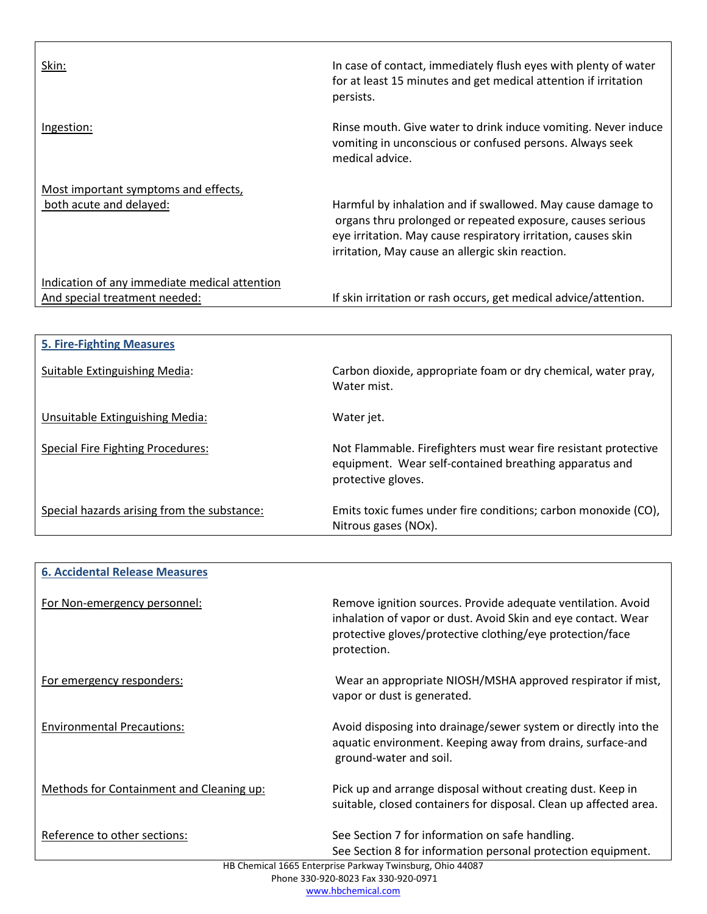Skin: In case of contact, immediately flush eyes with plenty of water for at least 15 minutes and get medical attention if irritation persists.

Ingestion: Rinse mouth. Give water to drink induce vomiting. Never induce vomiting in unconscious or confused persons. Always seek medical advice.

Most important symptoms and effects, both acute and delayed: Harmful by inhalation and if swallowed. May cause damage to organs thru prolonged or repeated exposure, causes serious eye irritation. May cause respiratory irritation, causes skin irritation, May cause an allergic skin reaction.

Indication of any immediate medical attention And special treatment needed: If skin irritation or rash occurs, get medical advice/attention.

## 5. Fire-Fighting Measures

Suitable Extinguishing Media: Carbon dioxide, appropriate foam or dry chemical, water pray, Water mist.

Unsuitable Extinguishing Media: Water jet.

Special Fire Fighting Procedures: Not Flammable. Firefighters must wear fire resistant protective equipment. Wear self-contained breathing apparatus and protective gloves.

Special hazards arising from the substance: Emits toxic fumes under fire conditions; carbon monoxide (CO), Nitrous gases (NOx).

## 6. Accidental Release Measures

For Non-emergency personnel: Remove ignition sources. Provide adequate ventilation. Avoid inhalation of vapor or dust. Avoid Skin and eye contact. Wear protective gloves/protective clothing/eye protection/face protection.

For emergency responders: Wear an appropriate NIOSH/MSHA approved respirator if mist, vapor or dust is generated.

Environmental Precautions: Avoid disposing into drainage/sewer system or directly into the aquatic environment. Keeping away from drains, surface-and ground-water and soil.

Methods for Containment and Cleaning up: Pick up and arrange disposal without creating dust. Keep in suitable, closed containers for disposal. Clean up affected area.

Reference to other sections: See Section 7 for information on safe handling.
See Section 8 for information personal protection equipment.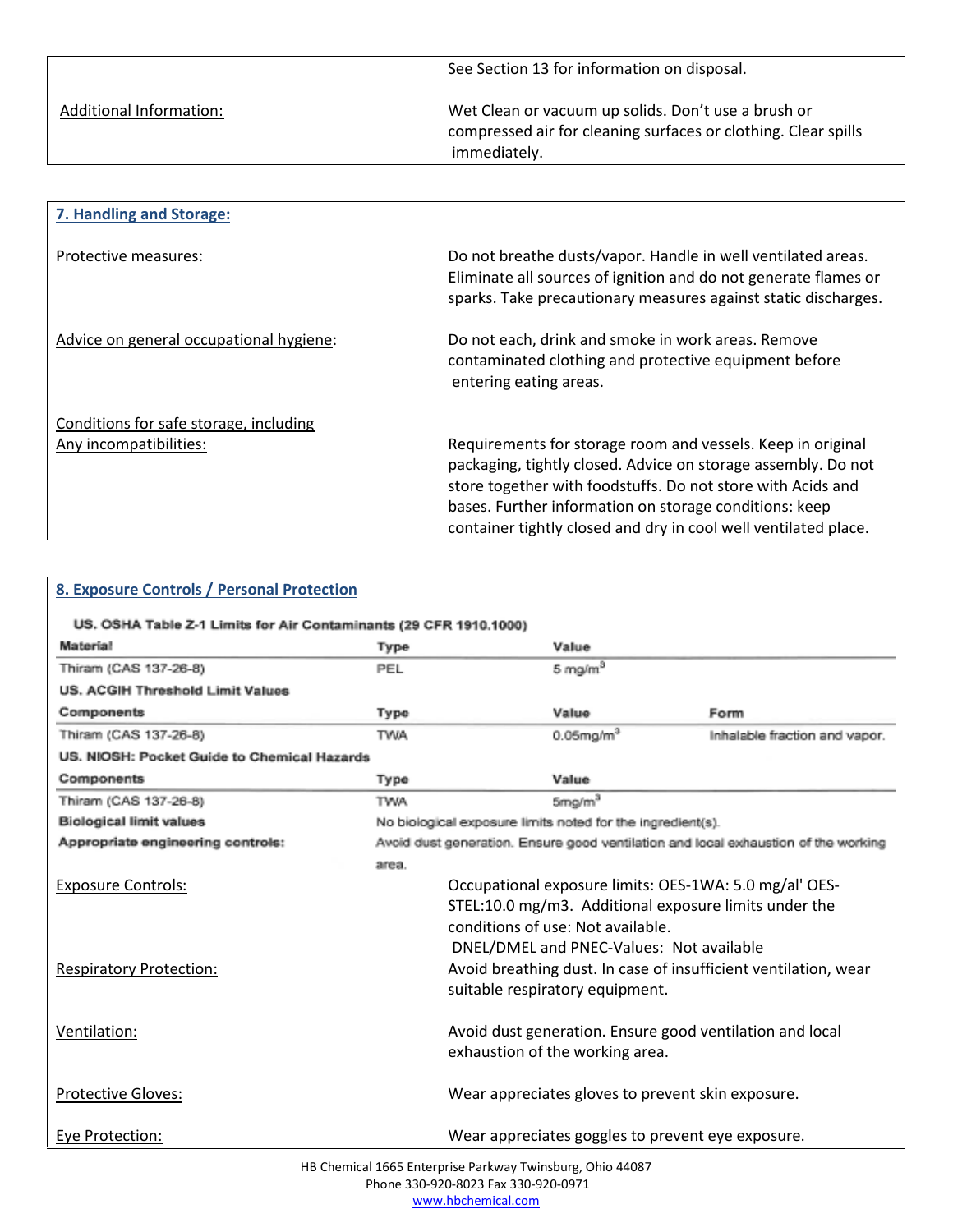| | |
|---|---|
| | See Section 13 for information on disposal. |
| Additional Information: | Wet Clean or vacuum up solids. Don't use a brush or compressed air for cleaning surfaces or clothing. Clear spills immediately. |

## 7. Handling and Storage:

| | |
|---|---|
| Protective measures: | Do not breathe dusts/vapor. Handle in well ventilated areas. Eliminate all sources of ignition and do not generate flames or sparks. Take precautionary measures against static discharges. |
| Advice on general occupational hygiene: | Do not each, drink and smoke in work areas. Remove contaminated clothing and protective equipment before entering eating areas. |
| Conditions for safe storage, including Any incompatibilities: | Requirements for storage room and vessels. Keep in original packaging, tightly closed. Advice on storage assembly. Do not store together with foodstuffs. Do not store with Acids and bases. Further information on storage conditions: keep container tightly closed and dry in cool well ventilated place. |

## 8. Exposure Controls / Personal Protection

**US. OSHA Table Z-1 Limits for Air Contaminants (29 CFR 1910.1000)**

| Material | Type | Value | |
|---|---|---|---|
| Thiram (CAS 137-26-8) | PEL | 5 mg/m$^3$ | |
| **US. ACGIH Threshold Limit Values** | | | |
| **Components** | **Type** | **Value** | **Form** |
| Thiram (CAS 137-26-8) | TWA | 0.05mg/m$^3$ | Inhalable fraction and vapor. |
| **US. NIOSH: Pocket Guide to Chemical Hazards** | | | |
| **Components** | **Type** | **Value** | |
| Thiram (CAS 137-26-8) | TWA | 5mg/m$^3$ | |

**Biological limit values** No biological exposure limits noted for the ingredient(s).

**Appropriate engineering controls:** Avoid dust generation. Ensure good ventilation and local exhaustion of the working area.

| | |
|---|---|
| Exposure Controls: | Occupational exposure limits: OES-1WA: 5.0 mg/al' OES-STEL:10.0 mg/m3. Additional exposure limits under the conditions of use: Not available. DNEL/DMEL and PNEC-Values: Not available |
| Respiratory Protection: | Avoid breathing dust. In case of insufficient ventilation, wear suitable respiratory equipment. |
| Ventilation: | Avoid dust generation. Ensure good ventilation and local exhaustion of the working area. |
| Protective Gloves: | Wear appreciates gloves to prevent skin exposure. |
| Eye Protection: | Wear appreciates goggles to prevent eye exposure. |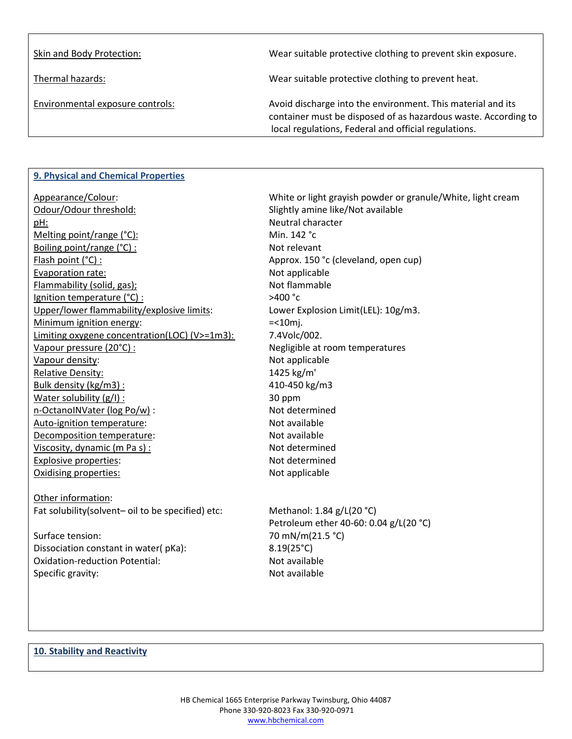| | |
|---|---|
| Skin and Body Protection: | Wear suitable protective clothing to prevent skin exposure. |
| Thermal hazards: | Wear suitable protective clothing to prevent heat. |
| Environmental exposure controls: | Avoid discharge into the environment. This material and its container must be disposed of as hazardous waste. According to local regulations, Federal and official regulations. |

## 9. Physical and Chemical Properties

| | |
|---|---|
| Appearance/Colour: | White or light grayish powder or granule/White, light cream |
| Odour/Odour threshold: | Slightly amine like/Not available |
| pH: | Neutral character |
| Melting point/range (°C): | Min. 142 °c |
| Boiling point/range (°C) : | Not relevant |
| Flash point (°C) : | Approx. 150 °c (cleveland, open cup) |
| Evaporation rate: | Not applicable |
| Flammability (solid, gas); | Not flammable |
| Ignition temperature (°C) : | >400 °c |
| Upper/lower flammability/explosive limits: | Lower Explosion Limit(LEL): 10g/m3. |
| Minimum ignition energy: | =<10mj. |
| Limiting oxygene concentration(LOC) (V>=1m3): | 7.4Volc/002. |
| Vapour pressure (20°C) : | Negligible at room temperatures |
| Vapour density: | Not applicable |
| Relative Density: | 1425 kg/m' |
| Bulk density (kg/m3) : | 410-450 kg/m3 |
| Water solubility (g/l) : | 30 ppm |
| n-OctanolNVater (log Po/w) : | Not determined |
| Auto-ignition temperature: | Not available |
| Decomposition temperature: | Not available |
| Viscosity, dynamic (m Pa s) : | Not determined |
| Explosive properties: | Not determined |
| Oxidising properties: | Not applicable |

Other information:

| | |
|---|---|
| Fat solubility(solvent– oil to be specified) etc: | Methanol: 1.84 g/L(20 °C)<br>Petroleum ether 40-60: 0.04 g/L(20 °C) |
| Surface tension: | 70 mN/m(21.5 °C) |
| Dissociation constant in water( pKa): | 8.19(25°C) |
| Oxidation-reduction Potential: | Not available |
| Specific gravity: | Not available |

## 10. Stability and Reactivity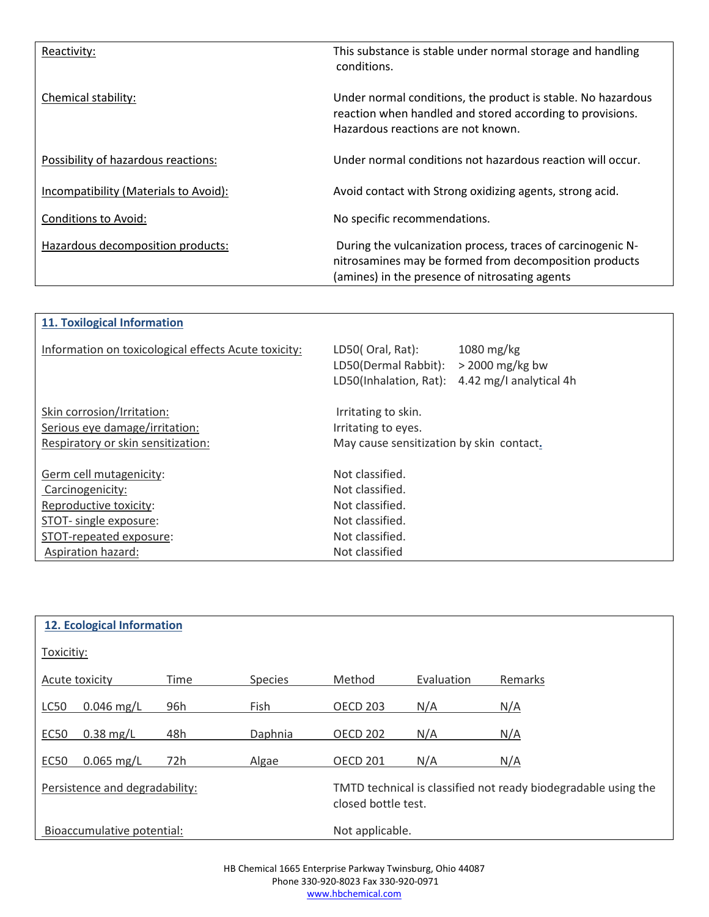| | |
|---|---|
| Reactivity: | This substance is stable under normal storage and handling conditions. |
| Chemical stability: | Under normal conditions, the product is stable. No hazardous reaction when handled and stored according to provisions. Hazardous reactions are not known. |
| Possibility of hazardous reactions: | Under normal conditions not hazardous reaction will occur. |
| Incompatibility (Materials to Avoid): | Avoid contact with Strong oxidizing agents, strong acid. |
| Conditions to Avoid: | No specific recommendations. |
| Hazardous decomposition products: | During the vulcanization process, traces of carcinogenic N-nitrosamines may be formed from decomposition products (amines) in the presence of nitrosating agents |

## 11. Toxilogical Information

Information on toxicological effects Acute toxicity:

- LD50( Oral, Rat): 1080 mg/kg
- LD50(Dermal Rabbit): > 2000 mg/kg bw
- LD50(Inhalation, Rat): 4.42 mg/l analytical 4h

| | |
|---|---|
| Skin corrosion/Irritation: | Irritating to skin. |
| Serious eye damage/irritation: | Irritating to eyes. |
| Respiratory or skin sensitization: | May cause sensitization by skin contact. |
| Germ cell mutagenicity: | Not classified. |
| Carcinogenicity: | Not classified. |
| Reproductive toxicity: | Not classified. |
| STOT- single exposure: | Not classified. |
| STOT-repeated exposure: | Not classified. |
| Aspiration hazard: | Not classified |

## 12. Ecological Information

Toxicitiy:

| Acute toxicity | | Time | Species | Method | Evaluation | Remarks |
|---|---|---|---|---|---|---|
| LC50 | 0.046 mg/L | 96h | Fish | OECD 203 | N/A | N/A |
| EC50 | 0.38 mg/L | 48h | Daphnia | OECD 202 | N/A | N/A |
| EC50 | 0.065 mg/L | 72h | Algae | OECD 201 | N/A | N/A |

| | |
|---|---|
| Persistence and degradability: | TMTD technical is classified not ready biodegradable using the closed bottle test. |
| Bioaccumulative potential: | Not applicable. |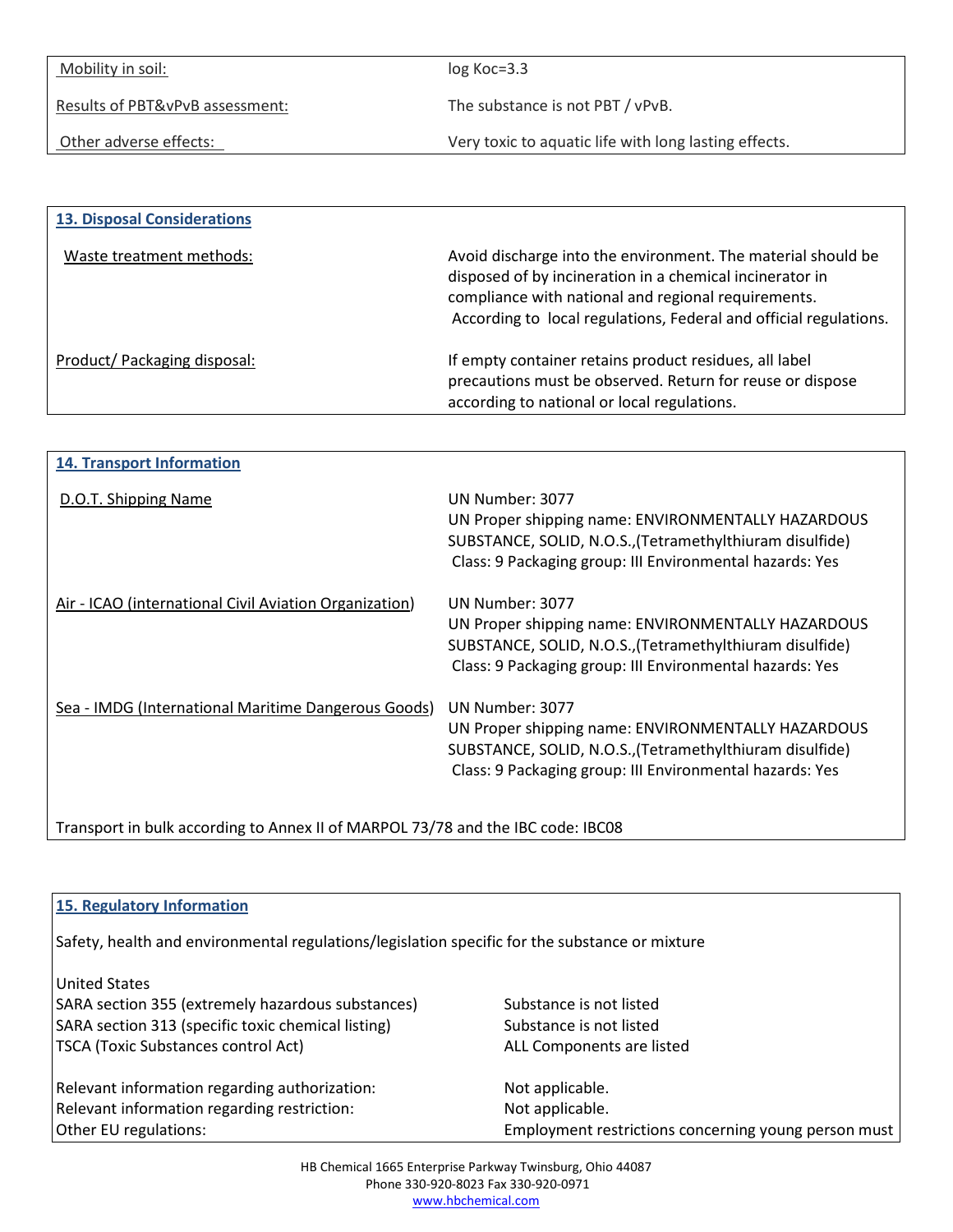| Mobility in soil: | log Koc=3.3 |
|---|---|
| Results of PBT&vPvB assessment: | The substance is not PBT / vPvB. |
| Other adverse effects: | Very toxic to aquatic life with long lasting effects. |

## 13. Disposal Considerations

| Waste treatment methods: | Avoid discharge into the environment. The material should be disposed of by incineration in a chemical incinerator in compliance with national and regional requirements. According to local regulations, Federal and official regulations. |
|---|---|
| Product/ Packaging disposal: | If empty container retains product residues, all label precautions must be observed. Return for reuse or dispose according to national or local regulations. |

## 14. Transport Information

| D.O.T. Shipping Name | UN Number: 3077<br>UN Proper shipping name: ENVIRONMENTALLY HAZARDOUS SUBSTANCE, SOLID, N.O.S.,(Tetramethylthiuram disulfide)<br>Class: 9 Packaging group: III Environmental hazards: Yes |
|---|---|
| Air - ICAO (international Civil Aviation Organization) | UN Number: 3077<br>UN Proper shipping name: ENVIRONMENTALLY HAZARDOUS SUBSTANCE, SOLID, N.O.S.,(Tetramethylthiuram disulfide)<br>Class: 9 Packaging group: III Environmental hazards: Yes |
| Sea - IMDG (International Maritime Dangerous Goods) | UN Number: 3077<br>UN Proper shipping name: ENVIRONMENTALLY HAZARDOUS SUBSTANCE, SOLID, N.O.S.,(Tetramethylthiuram disulfide)<br>Class: 9 Packaging group: III Environmental hazards: Yes |

Transport in bulk according to Annex II of MARPOL 73/78 and the IBC code: IBC08

## 15. Regulatory Information

Safety, health and environmental regulations/legislation specific for the substance or mixture

United States

| SARA section 355 (extremely hazardous substances) | Substance is not listed |
|---|---|
| SARA section 313 (specific toxic chemical listing) | Substance is not listed |
| TSCA (Toxic Substances control Act) | ALL Components are listed |
| Relevant information regarding authorization: | Not applicable. |
| Relevant information regarding restriction: | Not applicable. |
| Other EU regulations: | Employment restrictions concerning young person must |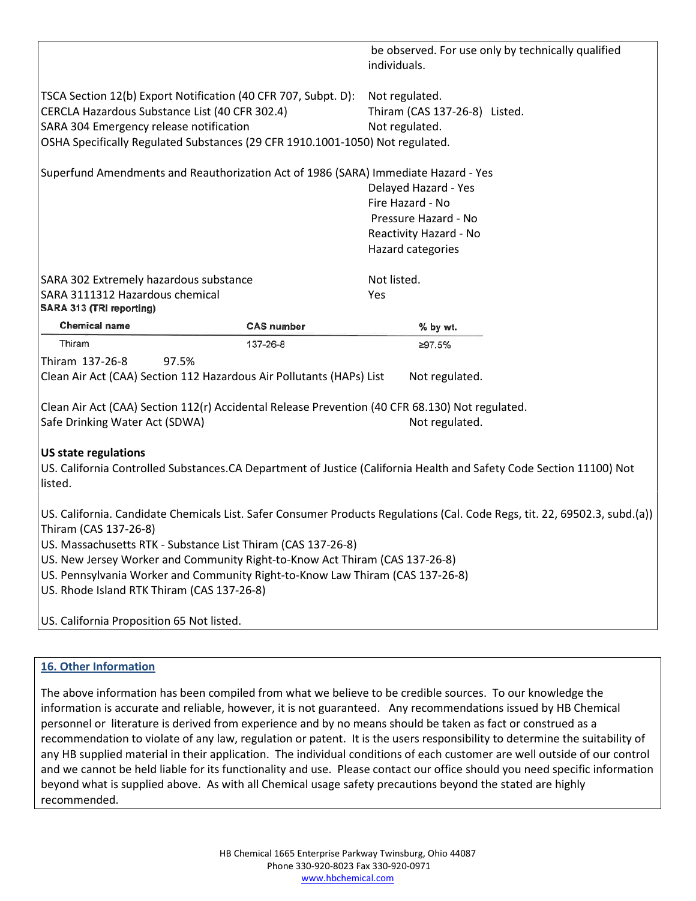be observed. For use only by technically qualified individuals.

TSCA Section 12(b) Export Notification (40 CFR 707, Subpt. D): Not regulated.
CERCLA Hazardous Substance List (40 CFR 302.4) Thiram (CAS 137-26-8) Listed.
SARA 304 Emergency release notification Not regulated.
OSHA Specifically Regulated Substances (29 CFR 1910.1001-1050) Not regulated.

Superfund Amendments and Reauthorization Act of 1986 (SARA) Immediate Hazard - Yes
Delayed Hazard - Yes
Fire Hazard - No
Pressure Hazard - No
Reactivity Hazard - No
Hazard categories

SARA 302 Extremely hazardous substance Not listed.
SARA 3111312 Hazardous chemical Yes

**SARA 313 (TRI reporting)**

| Chemical name | CAS number | % by wt. |
|---|---|---|
| Thiram | 137-26-8 | ≥97.5% |

Thiram 137-26-8 97.5%

Clean Air Act (CAA) Section 112 Hazardous Air Pollutants (HAPs) List Not regulated.

Clean Air Act (CAA) Section 112(r) Accidental Release Prevention (40 CFR 68.130) Not regulated.
Safe Drinking Water Act (SDWA) Not regulated.

**US state regulations**

US. California Controlled Substances.CA Department of Justice (California Health and Safety Code Section 11100) Not listed.

US. California. Candidate Chemicals List. Safer Consumer Products Regulations (Cal. Code Regs, tit. 22, 69502.3, subd.(a)) Thiram (CAS 137-26-8)
US. Massachusetts RTK - Substance List Thiram (CAS 137-26-8)
US. New Jersey Worker and Community Right-to-Know Act Thiram (CAS 137-26-8)
US. Pennsylvania Worker and Community Right-to-Know Law Thiram (CAS 137-26-8)
US. Rhode Island RTK Thiram (CAS 137-26-8)

US. California Proposition 65 Not listed.

## 16. Other Information

The above information has been compiled from what we believe to be credible sources. To our knowledge the information is accurate and reliable, however, it is not guaranteed. Any recommendations issued by HB Chemical personnel or literature is derived from experience and by no means should be taken as fact or construed as a recommendation to violate of any law, regulation or patent. It is the users responsibility to determine the suitability of any HB supplied material in their application. The individual conditions of each customer are well outside of our control and we cannot be held liable for its functionality and use. Please contact our office should you need specific information beyond what is supplied above. As with all Chemical usage safety precautions beyond the stated are highly recommended.

HB Chemical 1665 Enterprise Parkway Twinsburg, Ohio 44087
Phone 330-920-8023 Fax 330-920-0971
www.hbchemical.com